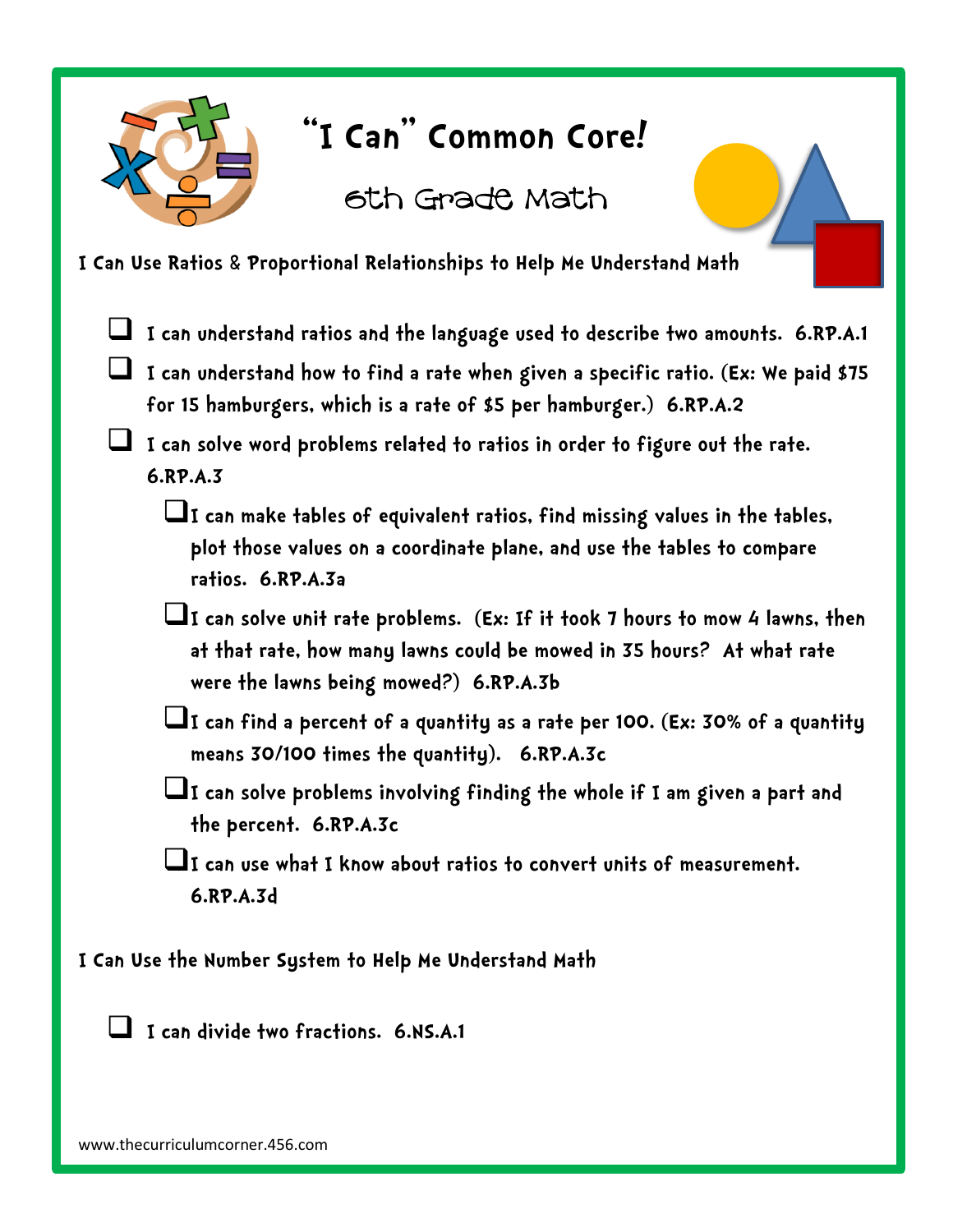# "I Can" Common Core!

## 6th Grade Math

**I Can Use Ratios & Proportional Relationships to Help Me Understand Math**

- ❑ I can understand ratios and the language used to describe two amounts. 6.RP.A.1
- ❑ I can understand how to find a rate when given a specific ratio. (Ex: We paid $75 for 15 hamburgers, which is a rate of $5 per hamburger.) 6.RP.A.2
- ❑ I can solve word problems related to ratios in order to figure out the rate. 6.RP.A.3
  - ❑ I can make tables of equivalent ratios, find missing values in the tables, plot those values on a coordinate plane, and use the tables to compare ratios. 6.RP.A.3a
  - ❑ I can solve unit rate problems. (Ex: If it took 7 hours to mow 4 lawns, then at that rate, how many lawns could be mowed in 35 hours? At what rate were the lawns being mowed?) 6.RP.A.3b
  - ❑ I can find a percent of a quantity as a rate per 100. (Ex: 30% of a quantity means 30/100 times the quantity). 6.RP.A.3c
  - ❑ I can solve problems involving finding the whole if I am given a part and the percent. 6.RP.A.3c
  - ❑ I can use what I know about ratios to convert units of measurement. 6.RP.A.3d

**I Can Use the Number System to Help Me Understand Math**

- ❑ I can divide two fractions. 6.NS.A.1

www.thecurriculumcorner.456.com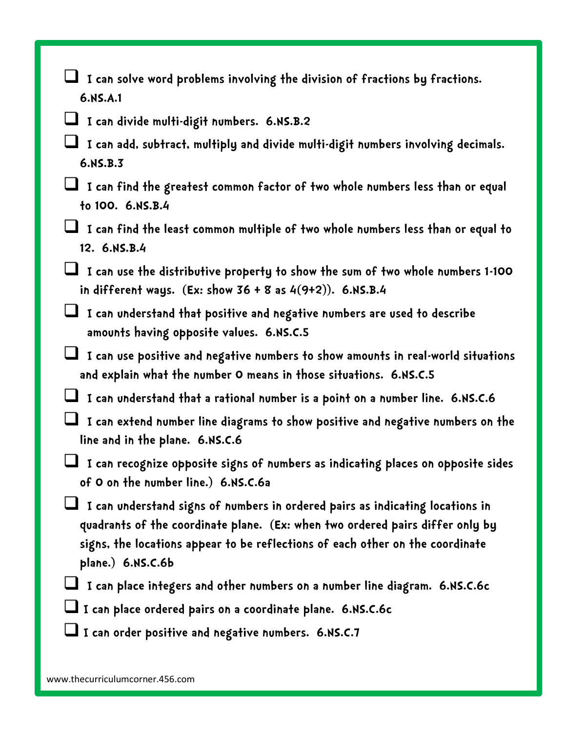- [ ] I can solve word problems involving the division of fractions by fractions. 6.NS.A.1
- [ ] I can divide multi-digit numbers. 6.NS.B.2
- [ ] I can add, subtract, multiply and divide multi-digit numbers involving decimals. 6.NS.B.3
- [ ] I can find the greatest common factor of two whole numbers less than or equal to 100. 6.NS.B.4
- [ ] I can find the least common multiple of two whole numbers less than or equal to 12. 6.NS.B.4
- [ ] I can use the distributive property to show the sum of two whole numbers 1-100 in different ways. (Ex: show 36 + 8 as 4(9+2)). 6.NS.B.4
- [ ] I can understand that positive and negative numbers are used to describe amounts having opposite values. 6.NS.C.5
- [ ] I can use positive and negative numbers to show amounts in real-world situations and explain what the number 0 means in those situations. 6.NS.C.5
- [ ] I can understand that a rational number is a point on a number line. 6.NS.C.6
- [ ] I can extend number line diagrams to show positive and negative numbers on the line and in the plane. 6.NS.C.6
- [ ] I can recognize opposite signs of numbers as indicating places on opposite sides of 0 on the number line.) 6.NS.C.6a
- [ ] I can understand signs of numbers in ordered pairs as indicating locations in quadrants of the coordinate plane. (Ex: when two ordered pairs differ only by signs, the locations appear to be reflections of each other on the coordinate plane.) 6.NS.C.6b
- [ ] I can place integers and other numbers on a number line diagram. 6.NS.C.6c
- [ ] I can place ordered pairs on a coordinate plane. 6.NS.C.6c
- [ ] I can order positive and negative numbers. 6.NS.C.7

www.thecurriculumcorner.456.com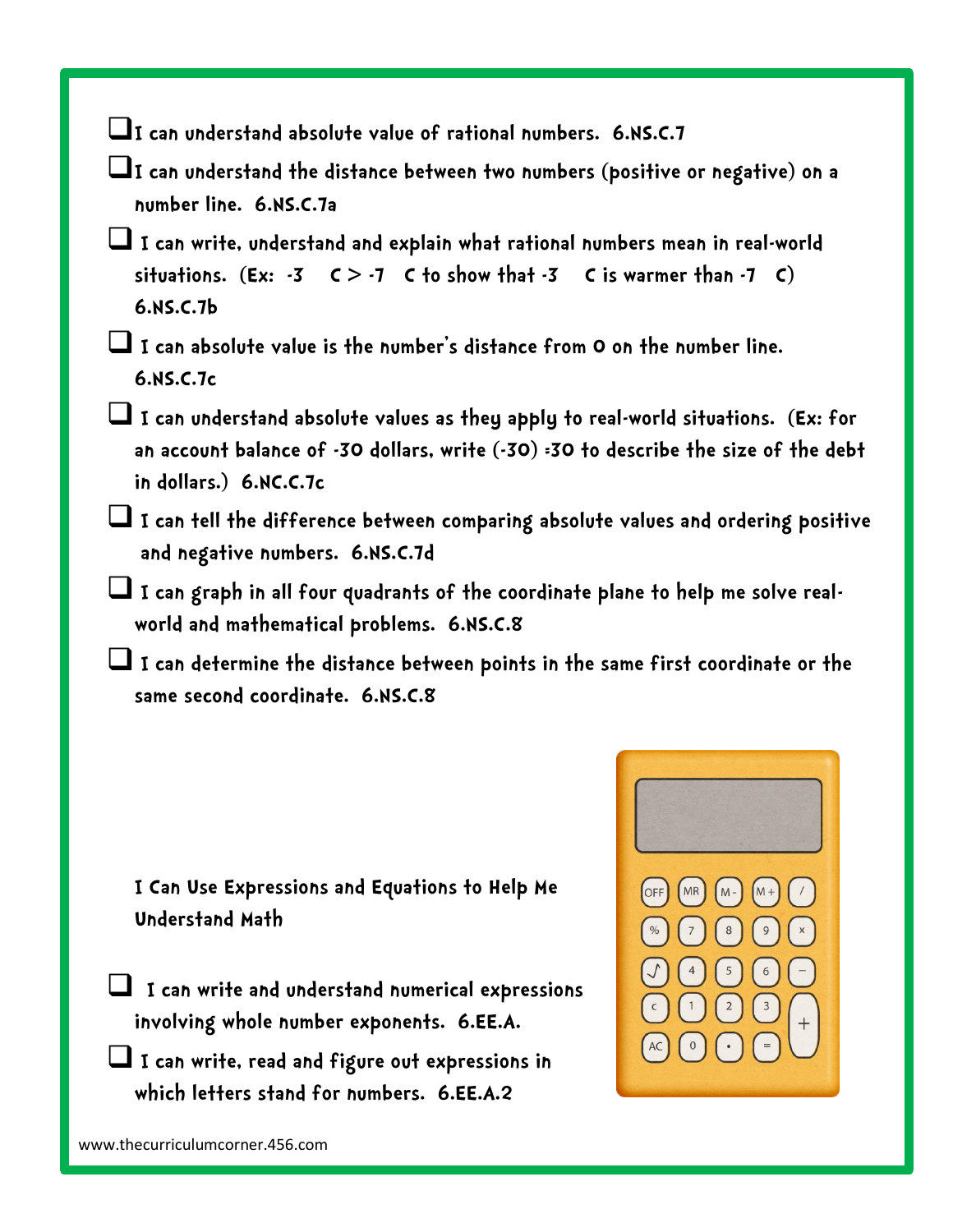- ❑ I can understand absolute value of rational numbers. 6.NS.C.7
- ❑ I can understand the distance between two numbers (positive or negative) on a number line. 6.NS.C.7a
- ❑ I can write, understand and explain what rational numbers mean in real-world situations. (Ex: -3 C > -7 C to show that -3 C is warmer than -7 C) 6.NS.C.7b
- ❑ I can absolute value is the number's distance from 0 on the number line. 6.NS.C.7c
- ❑ I can understand absolute values as they apply to real-world situations. (Ex: for an account balance of -30 dollars, write (-30) =30 to describe the size of the debt in dollars.) 6.NC.C.7c
- ❑ I can tell the difference between comparing absolute values and ordering positive and negative numbers. 6.NS.C.7d
- ❑ I can graph in all four quadrants of the coordinate plane to help me solve real-world and mathematical problems. 6.NS.C.8
- ❑ I can determine the distance between points in the same first coordinate or the same second coordinate. 6.NS.C.8

**I Can Use Expressions and Equations to Help Me Understand Math**

- ❑ I can write and understand numerical expressions involving whole number exponents. 6.EE.A.
- ❑ I can write, read and figure out expressions in which letters stand for numbers. 6.EE.A.2

www.thecurriculumcorner.456.com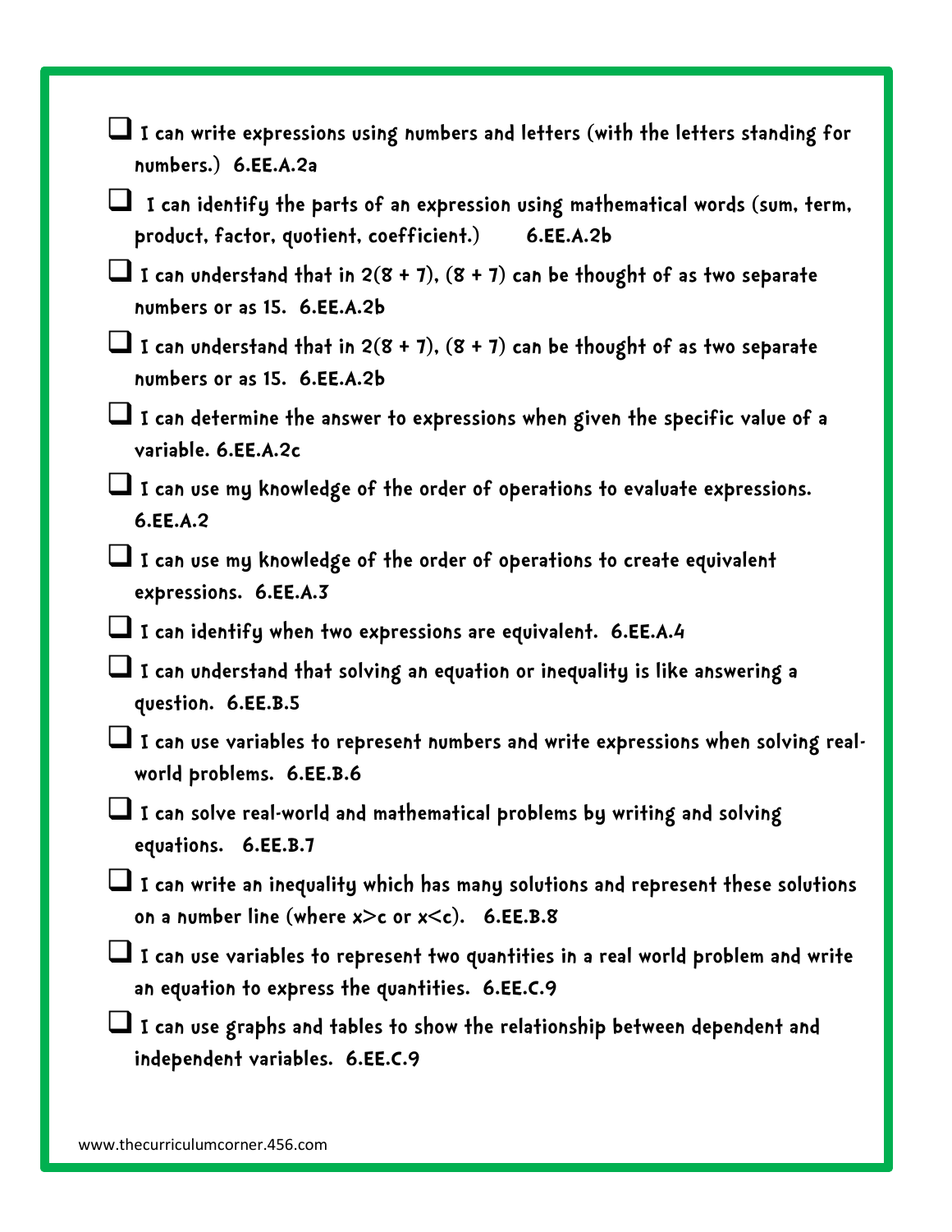- [ ] I can write expressions using numbers and letters (with the letters standing for numbers.) **6.EE.A.2a**
- [ ] I can identify the parts of an expression using mathematical words (sum, term, product, factor, quotient, coefficient.) **6.EE.A.2b**
- [ ] I can understand that in 2(8 + 7), (8 + 7) can be thought of as two separate numbers or as 15. **6.EE.A.2b**
- [ ] I can understand that in 2(8 + 7), (8 + 7) can be thought of as two separate numbers or as 15. **6.EE.A.2b**
- [ ] I can determine the answer to expressions when given the specific value of a variable. **6.EE.A.2c**
- [ ] I can use my knowledge of the order of operations to evaluate expressions. **6.EE.A.2**
- [ ] I can use my knowledge of the order of operations to create equivalent expressions. **6.EE.A.3**
- [ ] I can identify when two expressions are equivalent. **6.EE.A.4**
- [ ] I can understand that solving an equation or inequality is like answering a question. **6.EE.B.5**
- [ ] I can use variables to represent numbers and write expressions when solving real-world problems. **6.EE.B.6**
- [ ] I can solve real-world and mathematical problems by writing and solving equations. **6.EE.B.7**
- [ ] I can write an inequality which has many solutions and represent these solutions on a number line (where $x>c$ or $x<c$). **6.EE.B.8**
- [ ] I can use variables to represent two quantities in a real world problem and write an equation to express the quantities. **6.EE.C.9**
- [ ] I can use graphs and tables to show the relationship between dependent and independent variables. **6.EE.C.9**

www.thecurriculumcorner.456.com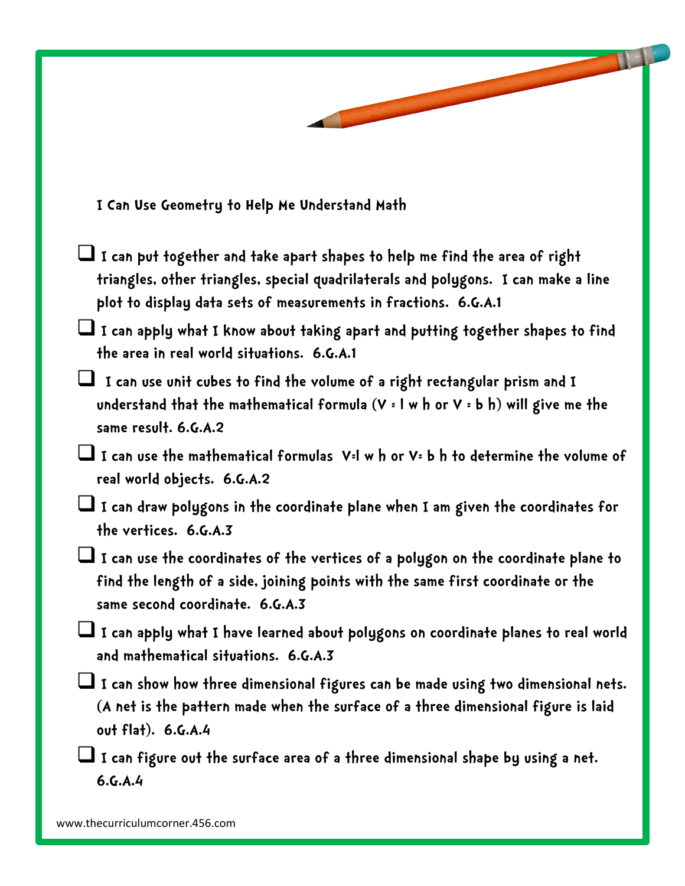## I Can Use Geometry to Help Me Understand Math

- ❑ I can put together and take apart shapes to help me find the area of right triangles, other triangles, special quadrilaterals and polygons. I can make a line plot to display data sets of measurements in fractions. 6.G.A.1
- ❑ I can apply what I know about taking apart and putting together shapes to find the area in real world situations. 6.G.A.1
- ❑ I can use unit cubes to find the volume of a right rectangular prism and I understand that the mathematical formula ($V = l\ w\ h$ or $V = b\ h$) will give me the same result. 6.G.A.2
- ❑ I can use the mathematical formulas $V=l\ w\ h$ or $V= b\ h$ to determine the volume of real world objects. 6.G.A.2
- ❑ I can draw polygons in the coordinate plane when I am given the coordinates for the vertices. 6.G.A.3
- ❑ I can use the coordinates of the vertices of a polygon on the coordinate plane to find the length of a side, joining points with the same first coordinate or the same second coordinate. 6.G.A.3
- ❑ I can apply what I have learned about polygons on coordinate planes to real world and mathematical situations. 6.G.A.3
- ❑ I can show how three dimensional figures can be made using two dimensional nets. (A net is the pattern made when the surface of a three dimensional figure is laid out flat). 6.G.A.4
- ❑ I can figure out the surface area of a three dimensional shape by using a net. 6.G.A.4

www.thecurriculumcorner.456.com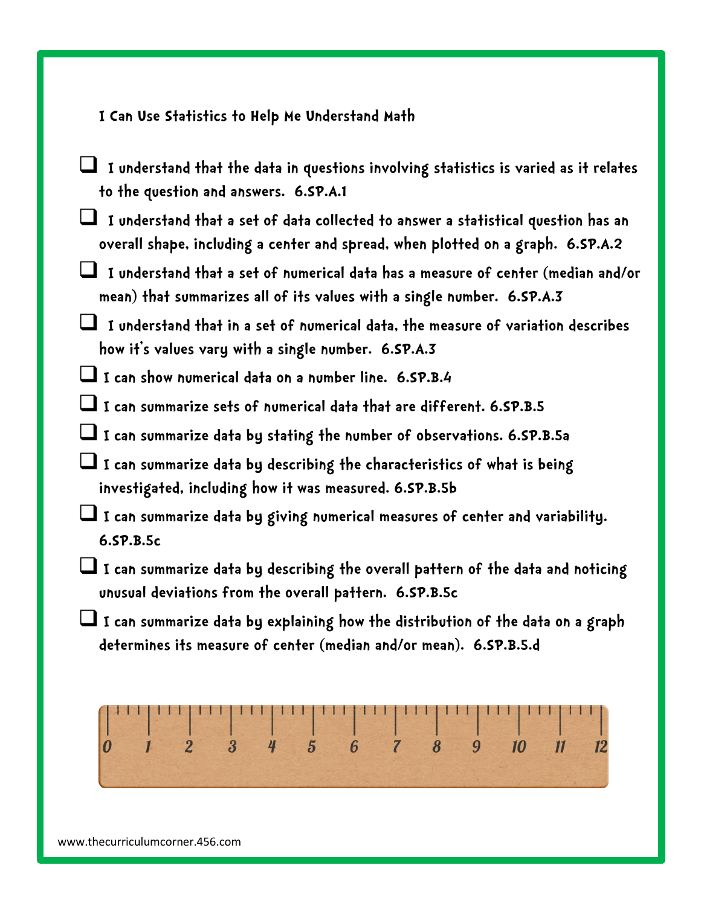I Can Use Statistics to Help Me Understand Math

- [ ] I understand that the data in questions involving statistics is varied as it relates to the question and answers. **6.SP.A.1**
- [ ] I understand that a set of data collected to answer a statistical question has an overall shape, including a center and spread, when plotted on a graph. **6.SP.A.2**
- [ ] I understand that a set of numerical data has a measure of center (median and/or mean) that summarizes all of its values with a single number. **6.SP.A.3**
- [ ] I understand that in a set of numerical data, the measure of variation describes how it's values vary with a single number. **6.SP.A.3**
- [ ] I can show numerical data on a number line. **6.SP.B.4**
- [ ] I can summarize sets of numerical data that are different. **6.SP.B.5**
- [ ] I can summarize data by stating the number of observations. **6.SP.B.5a**
- [ ] I can summarize data by describing the characteristics of what is being investigated, including how it was measured. **6.SP.B.5b**
- [ ] I can summarize data by giving numerical measures of center and variability. **6.SP.B.5c**
- [ ] I can summarize data by describing the overall pattern of the data and noticing unusual deviations from the overall pattern. **6.SP.B.5c**
- [ ] I can summarize data by explaining how the distribution of the data on a graph determines its measure of center (median and/or mean). **6.SP.B.5.d**

0 1 2 3 4 5 6 7 8 9 10 11 12

www.thecurriculumcorner.456.com